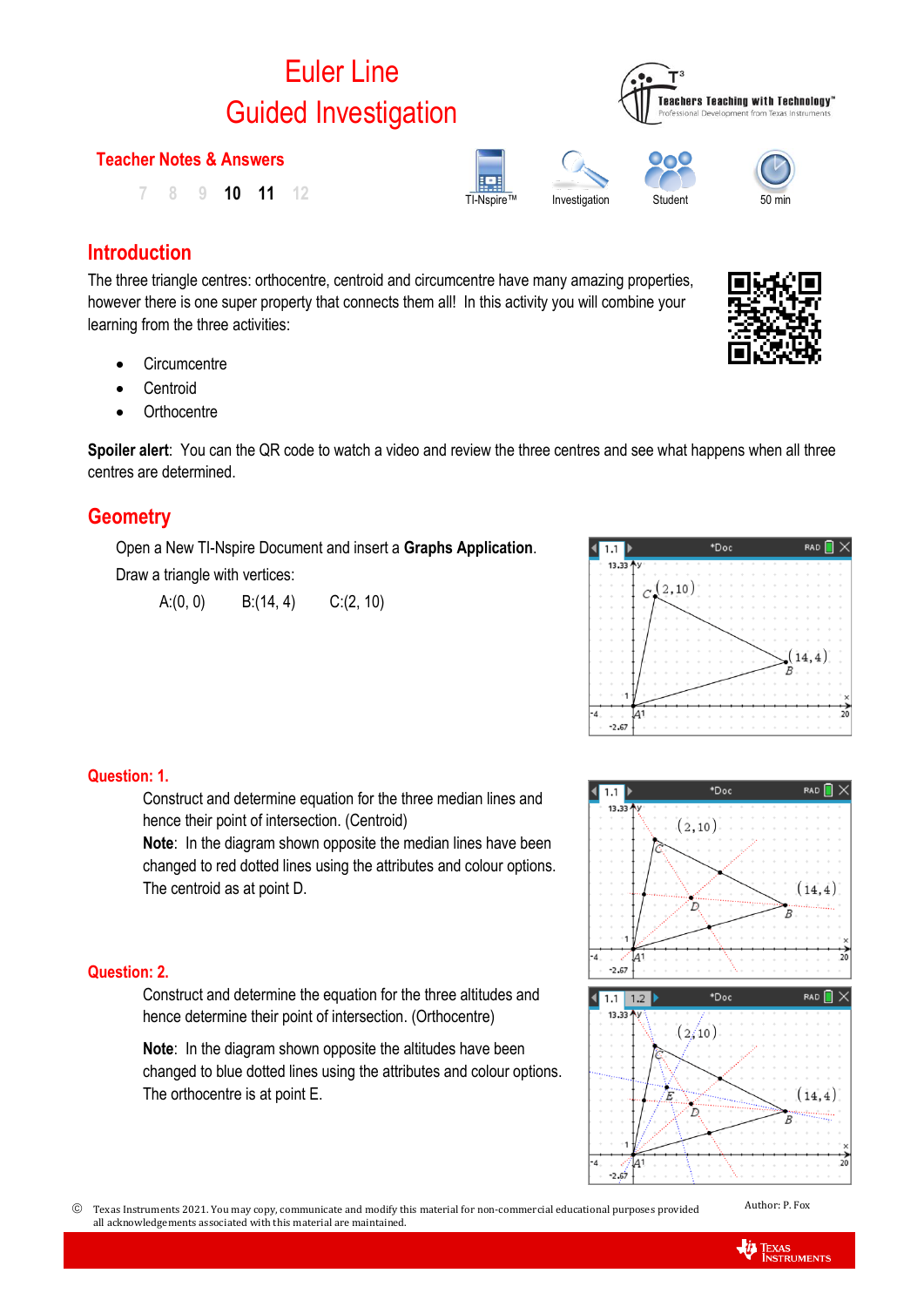# Euler Line
# Guided Investigation

**Teacher Notes & Answers**

7 8 9 **10** **11** 12

TI-Nspire™ Investigation Student 50 min

## Introduction

The three triangle centres: orthocentre, centroid and circumcentre have many amazing properties, however there is one super property that connects them all! In this activity you will combine your learning from the three activities:

- Circumcentre
- Centroid
- Orthocentre

**Spoiler alert**: You can the QR code to watch a video and review the three centres and see what happens when all three centres are determined.

## Geometry

Open a New TI-Nspire Document and insert a **Graphs Application**.

Draw a triangle with vertices:

A:(0, 0) B:(14, 4) C:(2, 10)

**Question: 1.**

Construct and determine equation for the three median lines and hence their point of intersection. (Centroid)

**Note**: In the diagram shown opposite the median lines have been changed to red dotted lines using the attributes and colour options. The centroid as at point D.

**Question: 2.**

Construct and determine the equation for the three altitudes and hence determine their point of intersection. (Orthocentre)

**Note**: In the diagram shown opposite the altitudes have been changed to blue dotted lines using the attributes and colour options. The orthocentre is at point E.

© Texas Instruments 2021. You may copy, communicate and modify this material for non-commercial educational purposes provided all acknowledgements associated with this material are maintained.

Author: P. Fox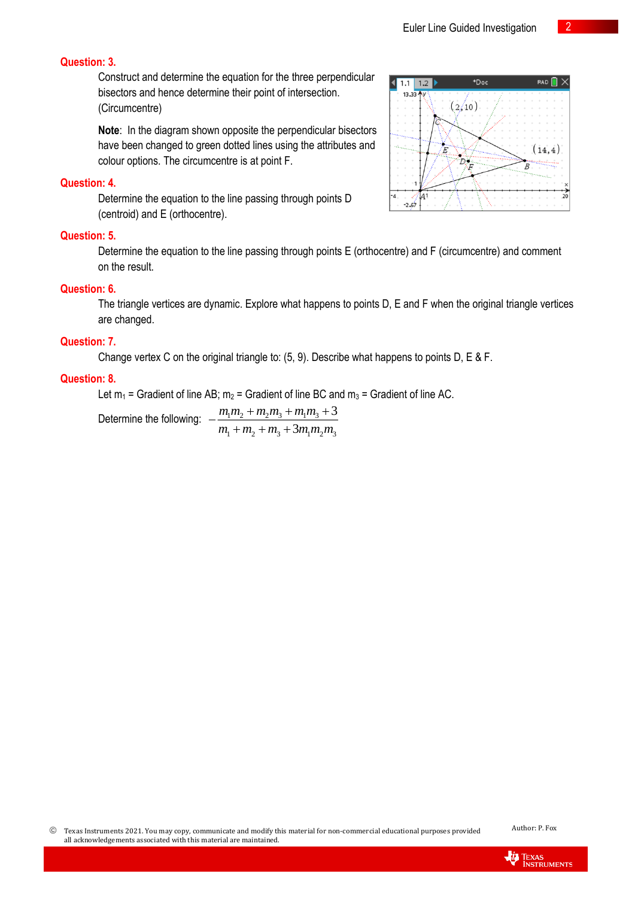**Question: 3.**

Construct and determine the equation for the three perpendicular bisectors and hence determine their point of intersection. (Circumcentre)

**Note**: In the diagram shown opposite the perpendicular bisectors have been changed to green dotted lines using the attributes and colour options. The circumcentre is at point F.

1.1 1.2 *Doc RAD

13.33 y

(2,10)

(14,4)

C

E

D

F

B

A

1

-4

20

x

-2.67

**Question: 4.**

Determine the equation to the line passing through points D (centroid) and E (orthocentre).

**Question: 5.**

Determine the equation to the line passing through points E (orthocentre) and F (circumcentre) and comment on the result.

**Question: 6.**

The triangle vertices are dynamic. Explore what happens to points D, E and F when the original triangle vertices are changed.

**Question: 7.**

Change vertex C on the original triangle to: (5, 9). Describe what happens to points D, E & F.

**Question: 8.**

Let $m_1$ = Gradient of line AB; $m_2$ = Gradient of line BC and $m_3$ = Gradient of line AC.

Determine the following: $-\dfrac{m_1m_2 + m_2m_3 + m_1m_3 + 3}{m_1 + m_2 + m_3 + 3m_1m_2m_3}$

© Texas Instruments 2021. You may copy, communicate and modify this material for non-commercial educational purposes provided all acknowledgements associated with this material are maintained.

Author: P. Fox